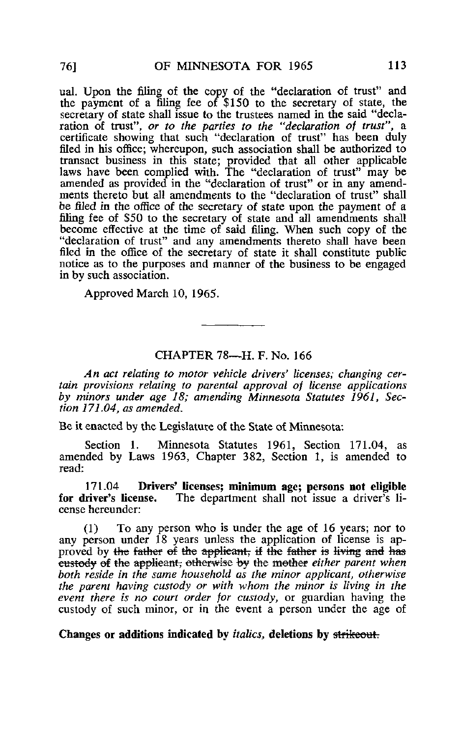ual. Upon the filing of the copy of the "declaration of trust" and the payment of a filing fee of $150 to the secretary of state, the secretary of state shall issue to the trustees named in the said "declaration of trust", *or to the parties to the "declaration of trust"*, a certificate showing that such "declaration of trust" has been duly filed in his office; whereupon, such association shall be authorized to transact business in this state; provided that all other applicable laws have been complied with. The "declaration of trust" may be amended as provided in the "declaration of trust" or in any amendments thereto but all amendments to the "declaration of trust" shall be filed in the office of the secretary of state upon the payment of a filing fee of $50 to the secretary of state and all amendments shall become effective at the time of said filing. When such copy of the "declaration of trust" and any amendments thereto shall have been filed in the office of the secretary of state it shall constitute public notice as to the purposes and manner of the business to be engaged in by such association.

Approved March 10, 1965.

---

## CHAPTER 78—H. F. No. 166

*An act relating to motor vehicle drivers' licenses; changing certain provisions relating to parental approval of license applications by minors under age 18; amending Minnesota Statutes 1961, Section 171.04, as amended.*

Be it enacted by the Legislature of the State of Minnesota:

Section 1. Minnesota Statutes 1961, Section 171.04, as amended by Laws 1963, Chapter 382, Section 1, is amended to read:

171.04 **Drivers' licenses; minimum age; persons not eligible for driver's license.** The department shall not issue a driver's license hereunder:

(1) To any person who is under the age of 16 years; nor to any person under 18 years unless the application of license is approved by ~~the father of the applicant, if the father is living and has custody of the applicant, otherwise by the mother~~ *either parent when both reside in the same household as the minor applicant, otherwise the parent having custody or with whom the minor is living in the event there is no court order for custody,* or guardian having the custody of such minor, or in the event a person under the age of

**Changes or additions indicated by *italics*, deletions by ~~strikeout.~~**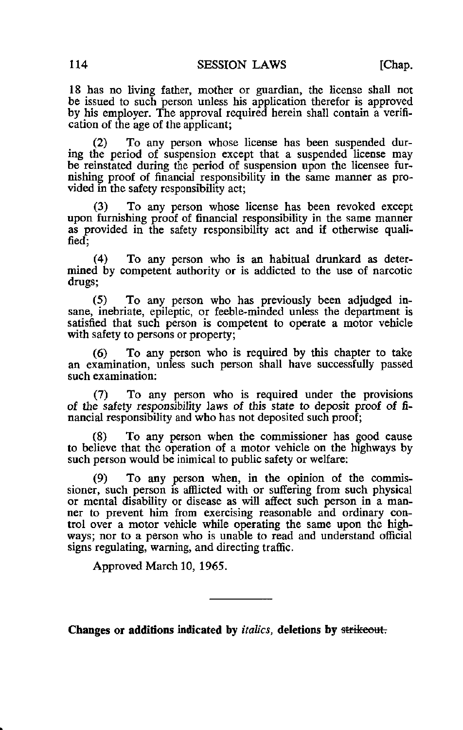18 has no living father, mother or guardian, the license shall not be issued to such person unless his application therefor is approved by his employer. The approval required herein shall contain a verification of the age of the applicant;

(2) To any person whose license has been suspended during the period of suspension except that a suspended license may be reinstated during the period of suspension upon the licensee furnishing proof of financial responsibility in the same manner as provided in the safety responsibility act;

(3) To any person whose license has been revoked except upon furnishing proof of financial responsibility in the same manner as provided in the safety responsibility act and if otherwise qualified;

(4) To any person who is an habitual drunkard as determined by competent authority or is addicted to the use of narcotic drugs;

(5) To any person who has previously been adjudged insane, inebriate, epileptic, or feeble-minded unless the department is satisfied that such person is competent to operate a motor vehicle with safety to persons or property;

(6) To any person who is required by this chapter to take an examination, unless such person shall have successfully passed such examination:

(7) To any person who is required under the provisions of the safety responsibility laws of this state to deposit proof of financial responsibility and who has not deposited such proof;

(8) To any person when the commissioner has good cause to believe that the operation of a motor vehicle on the highways by such person would be inimical to public safety or welfare:

(9) To any person when, in the opinion of the commissioner, such person is afflicted with or suffering from such physical or mental disability or disease as will affect such person in a manner to prevent him from exercising reasonable and ordinary control over a motor vehicle while operating the same upon the highways; nor to a person who is unable to read and understand official signs regulating, warning, and directing traffic.

Approved March 10, 1965.

---

**Changes or additions indicated by *italics*, deletions by ~~strikeout.~~**